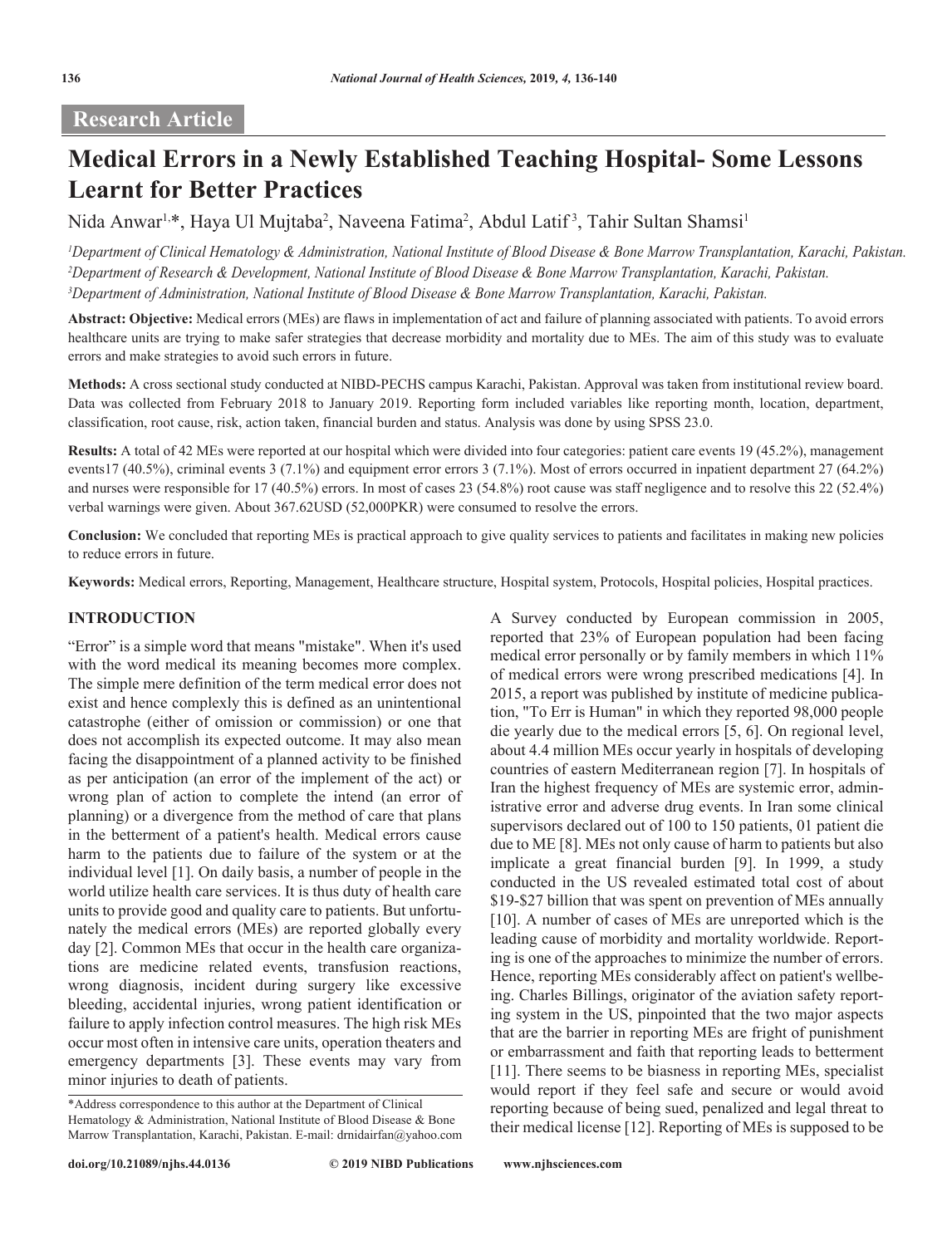Research Article

# Medical Errors in a Newly Established Teaching Hospital- Some Lessons Learnt for Better Practices

Nida Anwar[1,*], Haya Ul Mujtaba[2], Naveena Fatima[2], Abdul Latif[3], Tahir Sultan Shamsi[1]

[1]*Department of Clinical Hematology & Administration, National Institute of Blood Disease & Bone Marrow Transplantation, Karachi, Pakistan.*
[2]*Department of Research & Development, National Institute of Blood Disease & Bone Marrow Transplantation, Karachi, Pakistan.*
[3]*Department of Administration, National Institute of Blood Disease & Bone Marrow Transplantation, Karachi, Pakistan.*

**Abstract: Objective:** Medical errors (MEs) are flaws in implementation of act and failure of planning associated with patients. To avoid errors healthcare units are trying to make safer strategies that decrease morbidity and mortality due to MEs. The aim of this study was to evaluate errors and make strategies to avoid such errors in future.

**Methods:** A cross sectional study conducted at NIBD-PECHS campus Karachi, Pakistan. Approval was taken from institutional review board. Data was collected from February 2018 to January 2019. Reporting form included variables like reporting month, location, department, classification, root cause, risk, action taken, financial burden and status. Analysis was done by using SPSS 23.0.

**Results:** A total of 42 MEs were reported at our hospital which were divided into four categories: patient care events 19 (45.2%), management events17 (40.5%), criminal events 3 (7.1%) and equipment error errors 3 (7.1%). Most of errors occurred in inpatient department 27 (64.2%) and nurses were responsible for 17 (40.5%) errors. In most of cases 23 (54.8%) root cause was staff negligence and to resolve this 22 (52.4%) verbal warnings were given. About 367.62USD (52,000PKR) were consumed to resolve the errors.

**Conclusion:** We concluded that reporting MEs is practical approach to give quality services to patients and facilitates in making new policies to reduce errors in future.

**Keywords:** Medical errors, Reporting, Management, Healthcare structure, Hospital system, Protocols, Hospital policies, Hospital practices.

## INTRODUCTION

"Error" is a simple word that means "mistake". When it's used with the word medical its meaning becomes more complex. The simple mere definition of the term medical error does not exist and hence complexly this is defined as an unintentional catastrophe (either of omission or commission) or one that does not accomplish its expected outcome. It may also mean facing the disappointment of a planned activity to be finished as per anticipation (an error of the implement of the act) or wrong plan of action to complete the intend (an error of planning) or a divergence from the method of care that plans in the betterment of a patient's health. Medical errors cause harm to the patients due to failure of the system or at the individual level [1]. On daily basis, a number of people in the world utilize health care services. It is thus duty of health care units to provide good and quality care to patients. But unfortunately the medical errors (MEs) are reported globally every day [2]. Common MEs that occur in the health care organizations are medicine related events, transfusion reactions, wrong diagnosis, incident during surgery like excessive bleeding, accidental injuries, wrong patient identification or failure to apply infection control measures. The high risk MEs occur most often in intensive care units, operation theaters and emergency departments [3]. These events may vary from minor injuries to death of patients.

A Survey conducted by European commission in 2005, reported that 23% of European population had been facing medical error personally or by family members in which 11% of medical errors were wrong prescribed medications [4]. In 2015, a report was published by institute of medicine publication, "To Err is Human" in which they reported 98,000 people die yearly due to the medical errors [5, 6]. On regional level, about 4.4 million MEs occur yearly in hospitals of developing countries of eastern Mediterranean region [7]. In hospitals of Iran the highest frequency of MEs are systemic error, administrative error and adverse drug events. In Iran some clinical supervisors declared out of 100 to 150 patients, 01 patient die due to ME [8]. MEs not only cause of harm to patients but also implicate a great financial burden [9]. In 1999, a study conducted in the US revealed estimated total cost of about \$19-\$27 billion that was spent on prevention of MEs annually [10]. A number of cases of MEs are unreported which is the leading cause of morbidity and mortality worldwide. Reporting is one of the approaches to minimize the number of errors. Hence, reporting MEs considerably affect on patient's wellbeing. Charles Billings, originator of the aviation safety reporting system in the US, pinpointed that the two major aspects that are the barrier in reporting MEs are fright of punishment or embarrassment and faith that reporting leads to betterment [11]. There seems to be biasness in reporting MEs, specialist would report if they feel safe and secure or would avoid reporting because of being sued, penalized and legal threat to their medical license [12]. Reporting of MEs is supposed to be

*Address correspondence to this author at the Department of Clinical Hematology & Administration, National Institute of Blood Disease & Bone Marrow Transplantation, Karachi, Pakistan. E-mail: drnidairfan@yahoo.com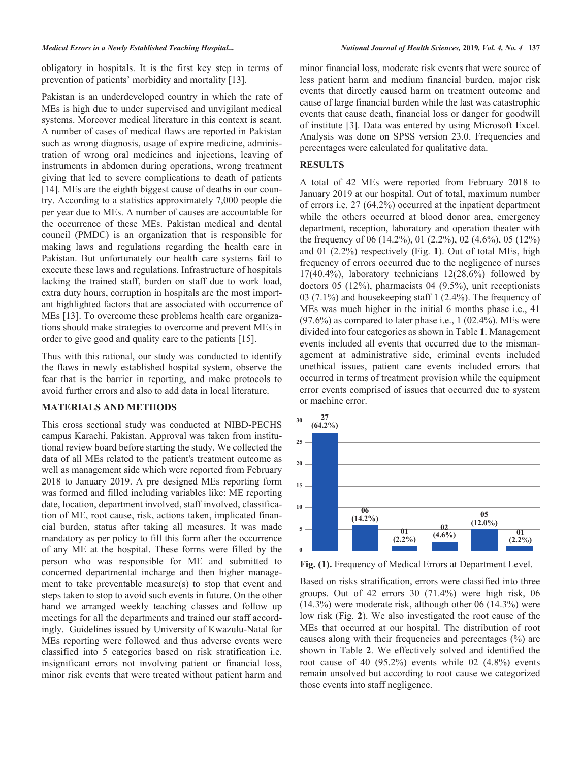obligatory in hospitals. It is the first key step in terms of prevention of patients' morbidity and mortality [13].

Pakistan is an underdeveloped country in which the rate of MEs is high due to under supervised and unvigilant medical systems. Moreover medical literature in this context is scant. A number of cases of medical flaws are reported in Pakistan such as wrong diagnosis, usage of expire medicine, administration of wrong oral medicines and injections, leaving of instruments in abdomen during operations, wrong treatment giving that led to severe complications to death of patients [14]. MEs are the eighth biggest cause of deaths in our country. According to a statistics approximately 7,000 people die per year due to MEs. A number of causes are accountable for the occurrence of these MEs. Pakistan medical and dental council (PMDC) is an organization that is responsible for making laws and regulations regarding the health care in Pakistan. But unfortunately our health care systems fail to execute these laws and regulations. Infrastructure of hospitals lacking the trained staff, burden on staff due to work load, extra duty hours, corruption in hospitals are the most important highlighted factors that are associated with occurrence of MEs [13]. To overcome these problems health care organizations should make strategies to overcome and prevent MEs in order to give good and quality care to the patients [15].

Thus with this rational, our study was conducted to identify the flaws in newly established hospital system, observe the fear that is the barrier in reporting, and make protocols to avoid further errors and also to add data in local literature.

## MATERIALS AND METHODS

This cross sectional study was conducted at NIBD-PECHS campus Karachi, Pakistan. Approval was taken from institutional review board before starting the study. We collected the data of all MEs related to the patient's treatment outcome as well as management side which were reported from February 2018 to January 2019. A pre designed MEs reporting form was formed and filled including variables like: ME reporting date, location, department involved, staff involved, classification of ME, root cause, risk, actions taken, implicated financial burden, status after taking all measures. It was made mandatory as per policy to fill this form after the occurrence of any ME at the hospital. These forms were filled by the person who was responsible for ME and submitted to concerned departmental incharge and then higher management to take preventable measure(s) to stop that event and steps taken to stop to avoid such events in future. On the other hand we arranged weekly teaching classes and follow up meetings for all the departments and trained our staff accordingly. Guidelines issued by University of Kwazulu-Natal for MEs reporting were followed and thus adverse events were classified into 5 categories based on risk stratification i.e. insignificant errors not involving patient or financial loss, minor risk events that were treated without patient harm and minor financial loss, moderate risk events that were source of less patient harm and medium financial burden, major risk events that directly caused harm on treatment outcome and cause of large financial burden while the last was catastrophic events that cause death, financial loss or danger for goodwill of institute [3]. Data was entered by using Microsoft Excel. Analysis was done on SPSS version 23.0. Frequencies and percentages were calculated for qualitative data.

## RESULTS

A total of 42 MEs were reported from February 2018 to January 2019 at our hospital. Out of total, maximum number of errors i.e. 27 (64.2%) occurred at the inpatient department while the others occurred at blood donor area, emergency department, reception, laboratory and operation theater with the frequency of 06 (14.2%), 01 (2.2%), 02 (4.6%), 05 (12%) and 01 (2.2%) respectively (Fig. **1**). Out of total MEs, high frequency of errors occurred due to the negligence of nurses 17(40.4%), laboratory technicians 12(28.6%) followed by doctors 05 (12%), pharmacists 04 (9.5%), unit receptionists 03 (7.1%) and housekeeping staff 1 (2.4%). The frequency of MEs was much higher in the initial 6 months phase i.e., 41 (97.6%) as compared to later phase i.e., 1 (02.4%). MEs were divided into four categories as shown in Table **1**. Management events included all events that occurred due to the mismanagement at administrative side, criminal events included unethical issues, patient care events included errors that occurred in terms of treatment provision while the equipment error events comprised of issues that occurred due to system or machine error.

**Fig. (1).** Frequency of Medical Errors at Department Level.

Based on risks stratification, errors were classified into three groups. Out of 42 errors 30 (71.4%) were high risk, 06 (14.3%) were moderate risk, although other 06 (14.3%) were low risk (Fig. **2**). We also investigated the root cause of the MEs that occurred at our hospital. The distribution of root causes along with their frequencies and percentages (%) are shown in Table **2**. We effectively solved and identified the root cause of 40 (95.2%) events while 02 (4.8%) events remain unsolved but according to root cause we categorized those events into staff negligence.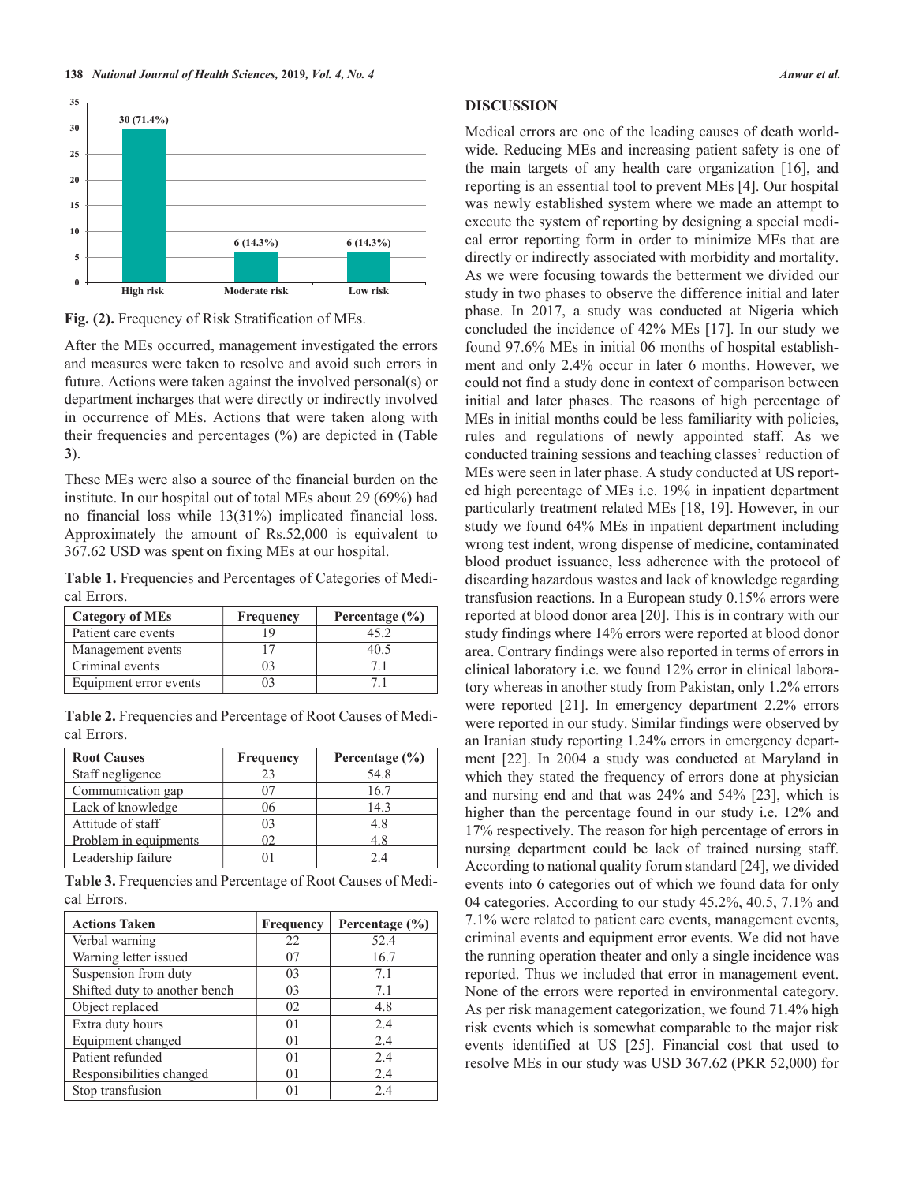Fig. (2). Frequency of Risk Stratification of MEs.

After the MEs occurred, management investigated the errors and measures were taken to resolve and avoid such errors in future. Actions were taken against the involved personal(s) or department incharges that were directly or indirectly involved in occurrence of MEs. Actions that were taken along with their frequencies and percentages (%) are depicted in (Table **3**).

These MEs were also a source of the financial burden on the institute. In our hospital out of total MEs about 29 (69%) had no financial loss while 13(31%) implicated financial loss. Approximately the amount of Rs.52,000 is equivalent to 367.62 USD was spent on fixing MEs at our hospital.

**Table 1.** Frequencies and Percentages of Categories of Medical Errors.

| Category of MEs | Frequency | Percentage (%) |
|---|---|---|
| Patient care events | 19 | 45.2 |
| Management events | 17 | 40.5 |
| Criminal events | 03 | 7.1 |
| Equipment error events | 03 | 7.1 |

**Table 2.** Frequencies and Percentage of Root Causes of Medical Errors.

| Root Causes | Frequency | Percentage (%) |
|---|---|---|
| Staff negligence | 23 | 54.8 |
| Communication gap | 07 | 16.7 |
| Lack of knowledge | 06 | 14.3 |
| Attitude of staff | 03 | 4.8 |
| Problem in equipments | 02 | 4.8 |
| Leadership failure | 01 | 2.4 |

**Table 3.** Frequencies and Percentage of Root Causes of Medical Errors.

| Actions Taken | Frequency | Percentage (%) |
|---|---|---|
| Verbal warning | 22 | 52.4 |
| Warning letter issued | 07 | 16.7 |
| Suspension from duty | 03 | 7.1 |
| Shifted duty to another bench | 03 | 7.1 |
| Object replaced | 02 | 4.8 |
| Extra duty hours | 01 | 2.4 |
| Equipment changed | 01 | 2.4 |
| Patient refunded | 01 | 2.4 |
| Responsibilities changed | 01 | 2.4 |
| Stop transfusion | 01 | 2.4 |

## DISCUSSION

Medical errors are one of the leading causes of death worldwide. Reducing MEs and increasing patient safety is one of the main targets of any health care organization [16], and reporting is an essential tool to prevent MEs [4]. Our hospital was newly established system where we made an attempt to execute the system of reporting by designing a special medical error reporting form in order to minimize MEs that are directly or indirectly associated with morbidity and mortality. As we were focusing towards the betterment we divided our study in two phases to observe the difference initial and later phase. In 2017, a study was conducted at Nigeria which concluded the incidence of 42% MEs [17]. In our study we found 97.6% MEs in initial 06 months of hospital establishment and only 2.4% occur in later 6 months. However, we could not find a study done in context of comparison between initial and later phases. The reasons of high percentage of MEs in initial months could be less familiarity with policies, rules and regulations of newly appointed staff. As we conducted training sessions and teaching classes' reduction of MEs were seen in later phase. A study conducted at US reported high percentage of MEs i.e. 19% in inpatient department particularly treatment related MEs [18, 19]. However, in our study we found 64% MEs in inpatient department including wrong test indent, wrong dispense of medicine, contaminated blood product issuance, less adherence with the protocol of discarding hazardous wastes and lack of knowledge regarding transfusion reactions. In a European study 0.15% errors were reported at blood donor area [20]. This is in contrary with our study findings where 14% errors were reported at blood donor area. Contrary findings were also reported in terms of errors in clinical laboratory i.e. we found 12% error in clinical laboratory whereas in another study from Pakistan, only 1.2% errors were reported [21]. In emergency department 2.2% errors were reported in our study. Similar findings were observed by an Iranian study reporting 1.24% errors in emergency department [22]. In 2004 a study was conducted at Maryland in which they stated the frequency of errors done at physician and nursing end and that was 24% and 54% [23], which is higher than the percentage found in our study i.e. 12% and 17% respectively. The reason for high percentage of errors in nursing department could be lack of trained nursing staff. According to national quality forum standard [24], we divided events into 6 categories out of which we found data for only 04 categories. According to our study 45.2%, 40.5, 7.1% and 7.1% were related to patient care events, management events, criminal events and equipment error events. We did not have the running operation theater and only a single incidence was reported. Thus we included that error in management event. None of the errors were reported in environmental category. As per risk management categorization, we found 71.4% high risk events which is somewhat comparable to the major risk events identified at US [25]. Financial cost that used to resolve MEs in our study was USD 367.62 (PKR 52,000) for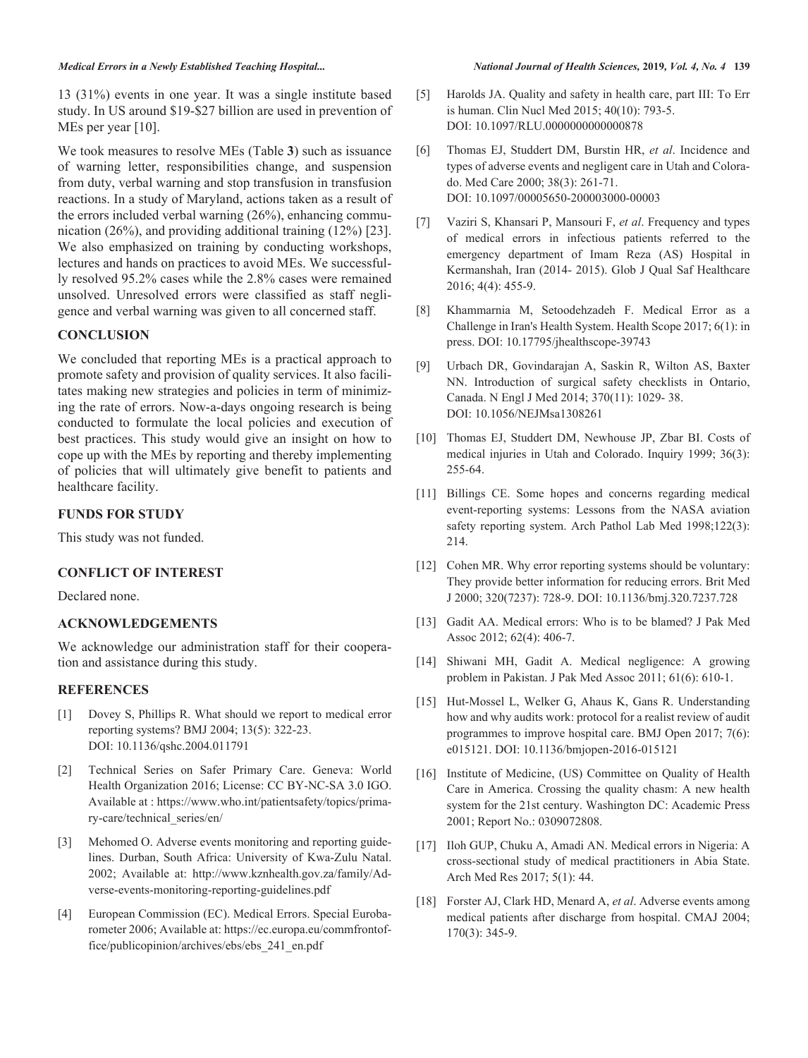13 (31%) events in one year. It was a single institute based study. In US around \$19-\$27 billion are used in prevention of MEs per year [10].

We took measures to resolve MEs (Table **3**) such as issuance of warning letter, responsibilities change, and suspension from duty, verbal warning and stop transfusion in transfusion reactions. In a study of Maryland, actions taken as a result of the errors included verbal warning (26%), enhancing communication (26%), and providing additional training (12%) [23]. We also emphasized on training by conducting workshops, lectures and hands on practices to avoid MEs. We successfully resolved 95.2% cases while the 2.8% cases were remained unsolved. Unresolved errors were classified as staff negligence and verbal warning was given to all concerned staff.

## CONCLUSION

We concluded that reporting MEs is a practical approach to promote safety and provision of quality services. It also facilitates making new strategies and policies in term of minimizing the rate of errors. Now-a-days ongoing research is being conducted to formulate the local policies and execution of best practices. This study would give an insight on how to cope up with the MEs by reporting and thereby implementing of policies that will ultimately give benefit to patients and healthcare facility.

## FUNDS FOR STUDY

This study was not funded.

## CONFLICT OF INTEREST

Declared none.

## ACKNOWLEDGEMENTS

We acknowledge our administration staff for their cooperation and assistance during this study.

## REFERENCES

[1] Dovey S, Phillips R. What should we report to medical error reporting systems? BMJ 2004; 13(5): 322-23. DOI: 10.1136/qshc.2004.011791

[2] Technical Series on Safer Primary Care. Geneva: World Health Organization 2016; License: CC BY-NC-SA 3.0 IGO. Available at : https://www.who.int/patientsafety/topics/primary-care/technical_series/en/

[3] Mehomed O. Adverse events monitoring and reporting guidelines. Durban, South Africa: University of Kwa-Zulu Natal. 2002; Available at: http://www.kznhealth.gov.za/family/Adverse-events-monitoring-reporting-guidelines.pdf

[4] European Commission (EC). Medical Errors. Special Eurobarometer 2006; Available at: https://ec.europa.eu/commfrontoffice/publicopinion/archives/ebs/ebs_241_en.pdf

[5] Harolds JA. Quality and safety in health care, part III: To Err is human. Clin Nucl Med 2015; 40(10): 793-5. DOI: 10.1097/RLU.0000000000000878

[6] Thomas EJ, Studdert DM, Burstin HR, *et al*. Incidence and types of adverse events and negligent care in Utah and Colorado. Med Care 2000; 38(3): 261-71. DOI: 10.1097/00005650-200003000-00003

[7] Vaziri S, Khansari P, Mansouri F, *et al*. Frequency and types of medical errors in infectious patients referred to the emergency department of Imam Reza (AS) Hospital in Kermanshah, Iran (2014- 2015). Glob J Qual Saf Healthcare 2016; 4(4): 455-9.

[8] Khammarnia M, Setoodehzadeh F. Medical Error as a Challenge in Iran's Health System. Health Scope 2017; 6(1): in press. DOI: 10.17795/jhealthscope-39743

[9] Urbach DR, Govindarajan A, Saskin R, Wilton AS, Baxter NN. Introduction of surgical safety checklists in Ontario, Canada. N Engl J Med 2014; 370(11): 1029- 38. DOI: 10.1056/NEJMsa1308261

[10] Thomas EJ, Studdert DM, Newhouse JP, Zbar BI. Costs of medical injuries in Utah and Colorado. Inquiry 1999; 36(3): 255-64.

[11] Billings CE. Some hopes and concerns regarding medical event-reporting systems: Lessons from the NASA aviation safety reporting system. Arch Pathol Lab Med 1998;122(3): 214.

[12] Cohen MR. Why error reporting systems should be voluntary: They provide better information for reducing errors. Brit Med J 2000; 320(7237): 728-9. DOI: 10.1136/bmj.320.7237.728

[13] Gadit AA. Medical errors: Who is to be blamed? J Pak Med Assoc 2012; 62(4): 406-7.

[14] Shiwani MH, Gadit A. Medical negligence: A growing problem in Pakistan. J Pak Med Assoc 2011; 61(6): 610-1.

[15] Hut-Mossel L, Welker G, Ahaus K, Gans R. Understanding how and why audits work: protocol for a realist review of audit programmes to improve hospital care. BMJ Open 2017; 7(6): e015121. DOI: 10.1136/bmjopen-2016-015121

[16] Institute of Medicine, (US) Committee on Quality of Health Care in America. Crossing the quality chasm: A new health system for the 21st century. Washington DC: Academic Press 2001; Report No.: 0309072808.

[17] Iloh GUP, Chuku A, Amadi AN. Medical errors in Nigeria: A cross-sectional study of medical practitioners in Abia State. Arch Med Res 2017; 5(1): 44.

[18] Forster AJ, Clark HD, Menard A, *et al*. Adverse events among medical patients after discharge from hospital. CMAJ 2004; 170(3): 345-9.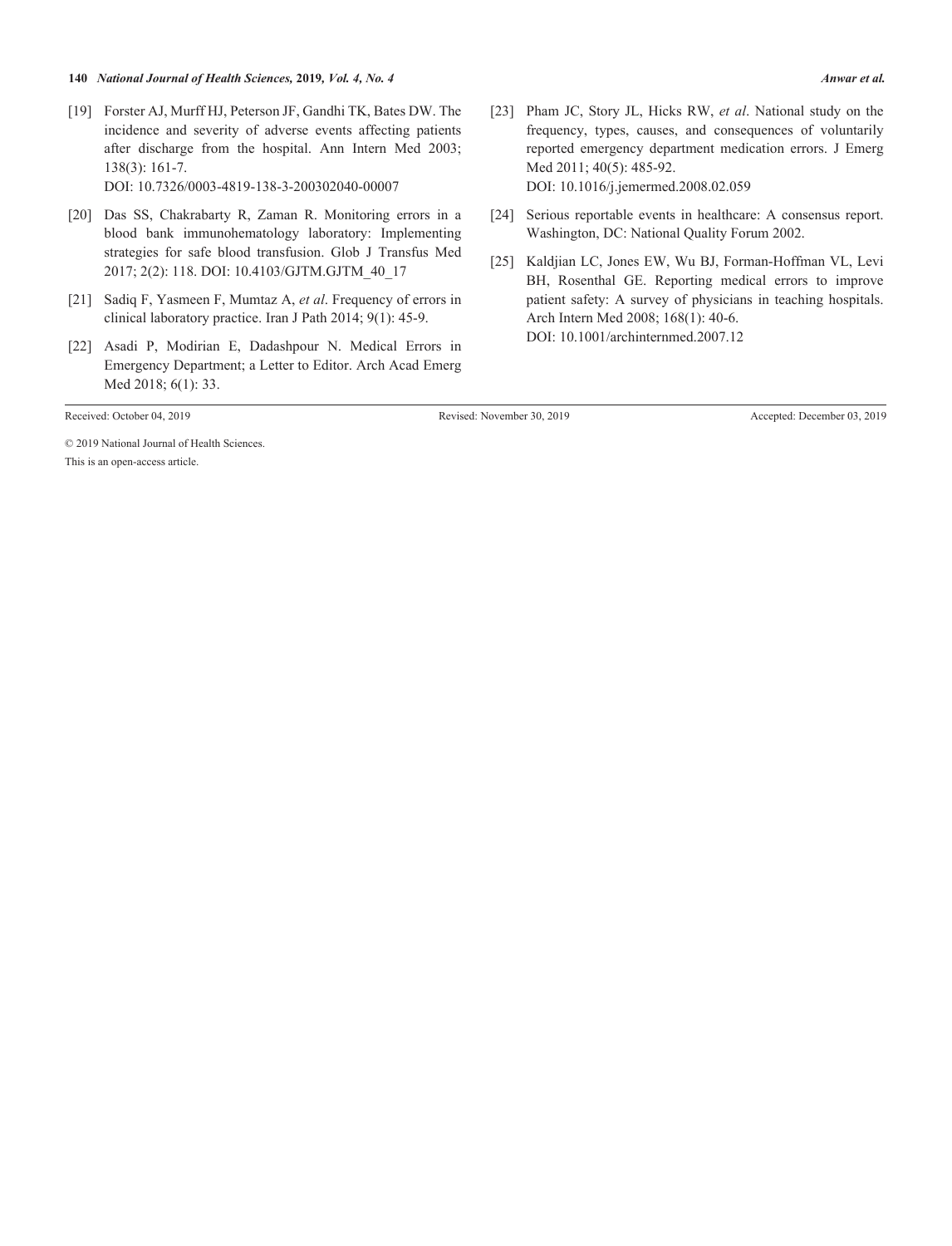[19] Forster AJ, Murff HJ, Peterson JF, Gandhi TK, Bates DW. The incidence and severity of adverse events affecting patients after discharge from the hospital. Ann Intern Med 2003; 138(3): 161-7.
DOI: 10.7326/0003-4819-138-3-200302040-00007

[20] Das SS, Chakrabarty R, Zaman R. Monitoring errors in a blood bank immunohematology laboratory: Implementing strategies for safe blood transfusion. Glob J Transfus Med 2017; 2(2): 118. DOI: 10.4103/GJTM.GJTM_40_17

[21] Sadiq F, Yasmeen F, Mumtaz A, *et al*. Frequency of errors in clinical laboratory practice. Iran J Path 2014; 9(1): 45-9.

[22] Asadi P, Modirian E, Dadashpour N. Medical Errors in Emergency Department; a Letter to Editor. Arch Acad Emerg Med 2018; 6(1): 33.

[23] Pham JC, Story JL, Hicks RW, *et al*. National study on the frequency, types, causes, and consequences of voluntarily reported emergency department medication errors. J Emerg Med 2011; 40(5): 485-92.
DOI: 10.1016/j.jemermed.2008.02.059

[24] Serious reportable events in healthcare: A consensus report. Washington, DC: National Quality Forum 2002.

[25] Kaldjian LC, Jones EW, Wu BJ, Forman-Hoffman VL, Levi BH, Rosenthal GE. Reporting medical errors to improve patient safety: A survey of physicians in teaching hospitals. Arch Intern Med 2008; 168(1): 40-6.
DOI: 10.1001/archinternmed.2007.12

Received: October 04, 2019 Revised: November 30, 2019 Accepted: December 03, 2019

© 2019 National Journal of Health Sciences.

This is an open-access article.